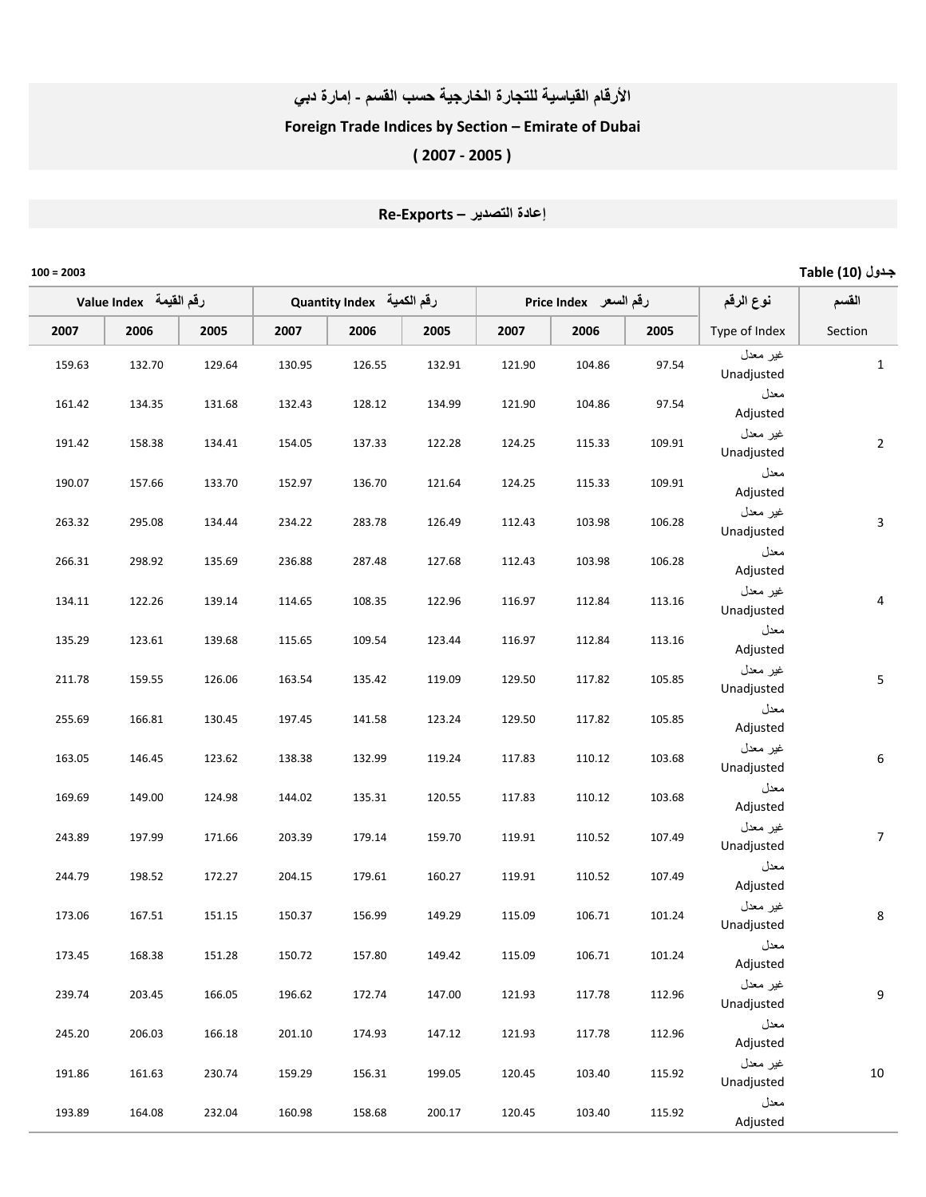# الأرقام القياسية للتجارة الخارجية حسب القسم - إمارة دبي

# Foreign Trade Indices by Section – Emirate of Dubai

# ( 2007 - 2005 )

## Re-Exports – إعادة التصدير

جدول (10) Table

100 = 2003

| Value Index رقم القيمة | | | Quantity Index رقم الكمية | | | Price Index رقم السعر | | | نوع الرقم | القسم |
|---|---|---|---|---|---|---|---|---|---|---|
| 2007 | 2006 | 2005 | 2007 | 2006 | 2005 | 2007 | 2006 | 2005 | Type of Index | Section |
| 159.63 | 132.70 | 129.64 | 130.95 | 126.55 | 132.91 | 121.90 | 104.86 | 97.54 | غير معدل Unadjusted | 1 |
| 161.42 | 134.35 | 131.68 | 132.43 | 128.12 | 134.99 | 121.90 | 104.86 | 97.54 | معدل Adjusted | |
| 191.42 | 158.38 | 134.41 | 154.05 | 137.33 | 122.28 | 124.25 | 115.33 | 109.91 | غير معدل Unadjusted | 2 |
| 190.07 | 157.66 | 133.70 | 152.97 | 136.70 | 121.64 | 124.25 | 115.33 | 109.91 | معدل Adjusted | |
| 263.32 | 295.08 | 134.44 | 234.22 | 283.78 | 126.49 | 112.43 | 103.98 | 106.28 | غير معدل Unadjusted | 3 |
| 266.31 | 298.92 | 135.69 | 236.88 | 287.48 | 127.68 | 112.43 | 103.98 | 106.28 | معدل Adjusted | |
| 134.11 | 122.26 | 139.14 | 114.65 | 108.35 | 122.96 | 116.97 | 112.84 | 113.16 | غير معدل Unadjusted | 4 |
| 135.29 | 123.61 | 139.68 | 115.65 | 109.54 | 123.44 | 116.97 | 112.84 | 113.16 | معدل Adjusted | |
| 211.78 | 159.55 | 126.06 | 163.54 | 135.42 | 119.09 | 129.50 | 117.82 | 105.85 | غير معدل Unadjusted | 5 |
| 255.69 | 166.81 | 130.45 | 197.45 | 141.58 | 123.24 | 129.50 | 117.82 | 105.85 | معدل Adjusted | |
| 163.05 | 146.45 | 123.62 | 138.38 | 132.99 | 119.24 | 117.83 | 110.12 | 103.68 | غير معدل Unadjusted | 6 |
| 169.69 | 149.00 | 124.98 | 144.02 | 135.31 | 120.55 | 117.83 | 110.12 | 103.68 | معدل Adjusted | |
| 243.89 | 197.99 | 171.66 | 203.39 | 179.14 | 159.70 | 119.91 | 110.52 | 107.49 | غير معدل Unadjusted | 7 |
| 244.79 | 198.52 | 172.27 | 204.15 | 179.61 | 160.27 | 119.91 | 110.52 | 107.49 | معدل Adjusted | |
| 173.06 | 167.51 | 151.15 | 150.37 | 156.99 | 149.29 | 115.09 | 106.71 | 101.24 | غير معدل Unadjusted | 8 |
| 173.45 | 168.38 | 151.28 | 150.72 | 157.80 | 149.42 | 115.09 | 106.71 | 101.24 | معدل Adjusted | |
| 239.74 | 203.45 | 166.05 | 196.62 | 172.74 | 147.00 | 121.93 | 117.78 | 112.96 | غير معدل Unadjusted | 9 |
| 245.20 | 206.03 | 166.18 | 201.10 | 174.93 | 147.12 | 121.93 | 117.78 | 112.96 | معدل Adjusted | |
| 191.86 | 161.63 | 230.74 | 159.29 | 156.31 | 199.05 | 120.45 | 103.40 | 115.92 | غير معدل Unadjusted | 10 |
| 193.89 | 164.08 | 232.04 | 160.98 | 158.68 | 200.17 | 120.45 | 103.40 | 115.92 | معدل Adjusted | |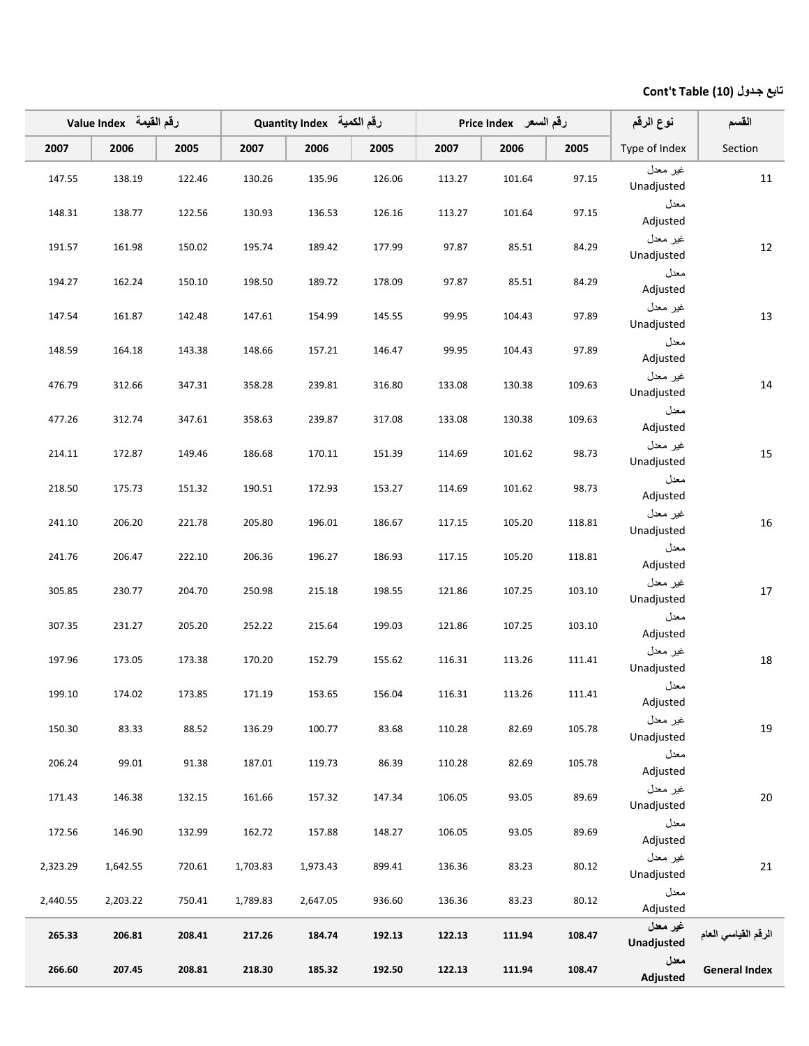**Cont't Table (10) تابع جدول**

| Value Index رقم القيمة | | | Quantity Index رقم الكمية | | | Price Index رقم السعر | | | نوع الرقم | القسم |
|---|---|---|---|---|---|---|---|---|---|---|
| 2007 | 2006 | 2005 | 2007 | 2006 | 2005 | 2007 | 2006 | 2005 | Type of Index | Section |
| 147.55 | 138.19 | 122.46 | 130.26 | 135.96 | 126.06 | 113.27 | 101.64 | 97.15 | غير معدل Unadjusted | 11 |
| 148.31 | 138.77 | 122.56 | 130.93 | 136.53 | 126.16 | 113.27 | 101.64 | 97.15 | معدل Adjusted | |
| 191.57 | 161.98 | 150.02 | 195.74 | 189.42 | 177.99 | 97.87 | 85.51 | 84.29 | غير معدل Unadjusted | 12 |
| 194.27 | 162.24 | 150.10 | 198.50 | 189.72 | 178.09 | 97.87 | 85.51 | 84.29 | معدل Adjusted | |
| 147.54 | 161.87 | 142.48 | 147.61 | 154.99 | 145.55 | 99.95 | 104.43 | 97.89 | غير معدل Unadjusted | 13 |
| 148.59 | 164.18 | 143.38 | 148.66 | 157.21 | 146.47 | 99.95 | 104.43 | 97.89 | معدل Adjusted | |
| 476.79 | 312.66 | 347.31 | 358.28 | 239.81 | 316.80 | 133.08 | 130.38 | 109.63 | غير معدل Unadjusted | 14 |
| 477.26 | 312.74 | 347.61 | 358.63 | 239.87 | 317.08 | 133.08 | 130.38 | 109.63 | معدل Adjusted | |
| 214.11 | 172.87 | 149.46 | 186.68 | 170.11 | 151.39 | 114.69 | 101.62 | 98.73 | غير معدل Unadjusted | 15 |
| 218.50 | 175.73 | 151.32 | 190.51 | 172.93 | 153.27 | 114.69 | 101.62 | 98.73 | معدل Adjusted | |
| 241.10 | 206.20 | 221.78 | 205.80 | 196.01 | 186.67 | 117.15 | 105.20 | 118.81 | غير معدل Unadjusted | 16 |
| 241.76 | 206.47 | 222.10 | 206.36 | 196.27 | 186.93 | 117.15 | 105.20 | 118.81 | معدل Adjusted | |
| 305.85 | 230.77 | 204.70 | 250.98 | 215.18 | 198.55 | 121.86 | 107.25 | 103.10 | غير معدل Unadjusted | 17 |
| 307.35 | 231.27 | 205.20 | 252.22 | 215.64 | 199.03 | 121.86 | 107.25 | 103.10 | معدل Adjusted | |
| 197.96 | 173.05 | 173.38 | 170.20 | 152.79 | 155.62 | 116.31 | 113.26 | 111.41 | غير معدل Unadjusted | 18 |
| 199.10 | 174.02 | 173.85 | 171.19 | 153.65 | 156.04 | 116.31 | 113.26 | 111.41 | معدل Adjusted | |
| 150.30 | 83.33 | 88.52 | 136.29 | 100.77 | 83.68 | 110.28 | 82.69 | 105.78 | غير معدل Unadjusted | 19 |
| 206.24 | 99.01 | 91.38 | 187.01 | 119.73 | 86.39 | 110.28 | 82.69 | 105.78 | معدل Adjusted | |
| 171.43 | 146.38 | 132.15 | 161.66 | 157.32 | 147.34 | 106.05 | 93.05 | 89.69 | غير معدل Unadjusted | 20 |
| 172.56 | 146.90 | 132.99 | 162.72 | 157.88 | 148.27 | 106.05 | 93.05 | 89.69 | معدل Adjusted | |
| 2,323.29 | 1,642.55 | 720.61 | 1,703.83 | 1,973.43 | 899.41 | 136.36 | 83.23 | 80.12 | غير معدل Unadjusted | 21 |
| 2,440.55 | 2,203.22 | 750.41 | 1,789.83 | 2,647.05 | 936.60 | 136.36 | 83.23 | 80.12 | معدل Adjusted | |
| **265.33** | **206.81** | **208.41** | **217.26** | **184.74** | **192.13** | **122.13** | **111.94** | **108.47** | **غير معدل Unadjusted** | **الرقم القياسي العام** |
| **266.60** | **207.45** | **208.81** | **218.30** | **185.32** | **192.50** | **122.13** | **111.94** | **108.47** | **معدل Adjusted** | **General Index** |